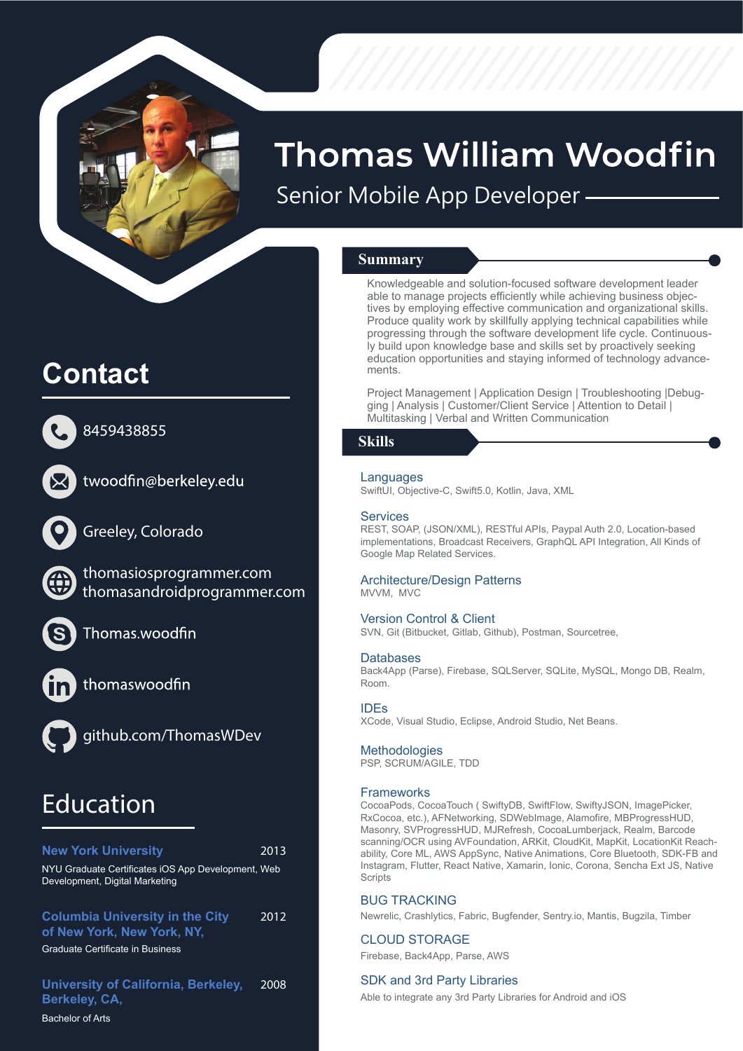# Thomas William Woodfin

Senior Mobile App Developer

## Contact

8459438855

twoodfin@berkeley.edu

Greeley, Colorado

thomasiosprogrammer.com
thomasandroidprogrammer.com

Thomas.woodfin

thomaswoodfin

github.com/ThomasWDev

## Education

**New York University** 2013
NYU Graduate Certificates iOS App Development, Web Development, Digital Marketing

**Columbia University in the City of New York, New York, NY,** 2012
Graduate Certificate in Business

**University of California, Berkeley, Berkeley, CA,** 2008
Bachelor of Arts

## Summary

Knowledgeable and solution-focused software development leader able to manage projects efficiently while achieving business objectives by employing effective communication and organizational skills. Produce quality work by skillfully applying technical capabilities while progressing through the software development life cycle. Continuously build upon knowledge base and skills set by proactively seeking education opportunities and staying informed of technology advancements.

Project Management | Application Design | Troubleshooting |Debugging | Analysis | Customer/Client Service | Attention to Detail | Multitasking | Verbal and Written Communication

## Skills

### Languages
SwiftUI, Objective-C, Swift5.0, Kotlin, Java, XML

### Services
REST, SOAP, (JSON/XML), RESTful APIs, Paypal Auth 2.0, Location-based implementations, Broadcast Receivers, GraphQL API Integration, All Kinds of Google Map Related Services.

### Architecture/Design Patterns
MVVM, MVC

### Version Control & Client
SVN, Git (Bitbucket, Gitlab, Github), Postman, Sourcetree,

### Databases
Back4App (Parse), Firebase, SQLServer, SQLite, MySQL, Mongo DB, Realm, Room.

### IDEs
XCode, Visual Studio, Eclipse, Android Studio, Net Beans.

### Methodologies
PSP, SCRUM/AGILE, TDD

### Frameworks
CocoaPods, CocoaTouch ( SwiftyDB, SwiftFlow, SwiftyJSON, ImagePicker, RxCocoa, etc.), AFNetworking, SDWebImage, Alamofire, MBProgressHUD, Masonry, SVProgressHUD, MJRefresh, CocoaLumberjack, Realm, Barcode scanning/OCR using AVFoundation, ARKit, CoreKit, MapKit, LocationKit Reachability, Core ML, AWS AppSync, Native Animations, Core Bluetooth, SDK-FB and Instagram, Flutter, React Native, Xamarin, Ionic, Corona, Sencha Ext JS, Native Scripts

### BUG TRACKING
Newrelic, Crashlytics, Fabric, Bugfender, Sentry.io, Mantis, Bugzila, Timber

### CLOUD STORAGE
Firebase, Back4App, Parse, AWS

### SDK and 3rd Party Libraries
Able to integrate any 3rd Party Libraries for Android and iOS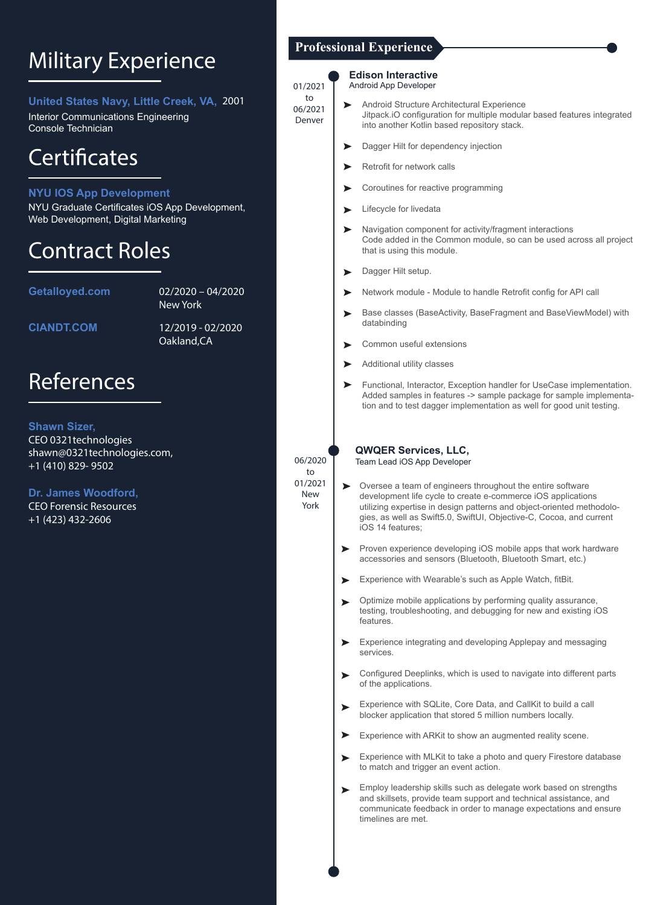# Military Experience

**United States Navy, Little Creek, VA,** 2001
Interior Communications Engineering
Console Technician

# Certificates

**NYU IOS App Development**
NYU Graduate Certificates iOS App Development, Web Development, Digital Marketing

# Contract Roles

**Getalloyed.com** 02/2020 – 04/2020
New York

**CIANDT.COM** 12/2019 - 02/2020
Oakland,CA

# References

**Shawn Sizer,**
CEO 0321technologies
shawn@0321technologies.com,
+1 (410) 829- 9502

**Dr. James Woodford,**
CEO Forensic Resources
+1 (423) 432-2606

## Professional Experience

### Edison Interactive
Android App Developer
01/2021 to 06/2021
Denver

- Android Structure Architectural Experience
  Jitpack.iO configuration for multiple modular based features integrated into another Kotlin based repository stack.
- Dagger Hilt for dependency injection
- Retrofit for network calls
- Coroutines for reactive programming
- Lifecycle for livedata
- Navigation component for activity/fragment interactions
  Code added in the Common module, so can be used across all project that is using this module.
- Dagger Hilt setup.
- Network module - Module to handle Retrofit config for API call
- Base classes (BaseActivity, BaseFragment and BaseViewModel) with databinding
- Common useful extensions
- Additional utility classes
- Functional, Interactor, Exception handler for UseCase implementation. Added samples in features -> sample package for sample implementation and to test dagger implementation as well for good unit testing.

### QWQER Services, LLC,
Team Lead iOS App Developer
06/2020 to 01/2021
New York

- Oversee a team of engineers throughout the entire software development life cycle to create e-commerce iOS applications utilizing expertise in design patterns and object-oriented methodologies, as well as Swift5.0, SwiftUI, Objective-C, Cocoa, and current iOS 14 features;
- Proven experience developing iOS mobile apps that work hardware accessories and sensors (Bluetooth, Bluetooth Smart, etc.)
- Experience with Wearable's such as Apple Watch, fitBit.
- Optimize mobile applications by performing quality assurance, testing, troubleshooting, and debugging for new and existing iOS features.
- Experience integrating and developing Applepay and messaging services.
- Configured Deeplinks, which is used to navigate into different parts of the applications.
- Experience with SQLite, Core Data, and CallKit to build a call blocker application that stored 5 million numbers locally.
- Experience with ARKit to show an augmented reality scene.
- Experience with MLKit to take a photo and query Firestore database to match and trigger an event action.
- Employ leadership skills such as delegate work based on strengths and skillsets, provide team support and technical assistance, and communicate feedback in order to manage expectations and ensure timelines are met.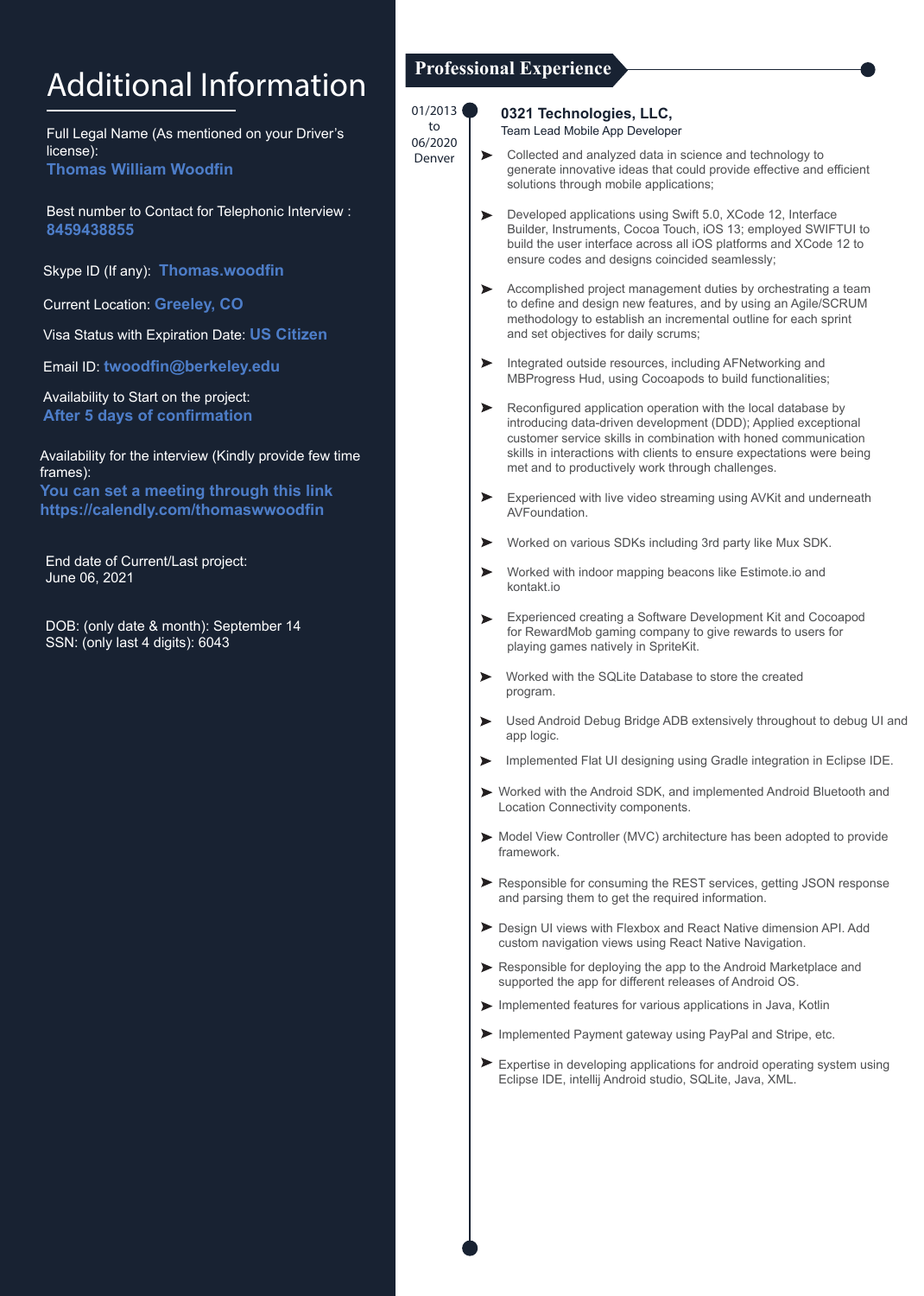# Additional Information

Full Legal Name (As mentioned on your Driver's license):
**Thomas William Woodfin**

Best number to Contact for Telephonic Interview :
**8459438855**

Skype ID (If any): **Thomas.woodfin**

Current Location: **Greeley, CO**

Visa Status with Expiration Date: **US Citizen**

Email ID: **twoodfin@berkeley.edu**

Availability to Start on the project:
**After 5 days of confirmation**

Availability for the interview (Kindly provide few time frames):
**You can set a meeting through this link https://calendly.com/thomaswwoodfin**

End date of Current/Last project:
June 06, 2021

DOB: (only date & month): September 14
SSN: (only last 4 digits): 6043

## Professional Experience

01/2013 to 06/2020
Denver

### 0321 Technologies, LLC,

Team Lead Mobile App Developer

- Collected and analyzed data in science and technology to generate innovative ideas that could provide effective and efficient solutions through mobile applications;
- Developed applications using Swift 5.0, XCode 12, Interface Builder, Instruments, Cocoa Touch, iOS 13; employed SWIFTUI to build the user interface across all iOS platforms and XCode 12 to ensure codes and designs coincided seamlessly;
- Accomplished project management duties by orchestrating a team to define and design new features, and by using an Agile/SCRUM methodology to establish an incremental outline for each sprint and set objectives for daily scrums;
- Integrated outside resources, including AFNetworking and MBProgress Hud, using Cocoapods to build functionalities;
- Reconfigured application operation with the local database by introducing data-driven development (DDD); Applied exceptional customer service skills in combination with honed communication skills in interactions with clients to ensure expectations were being met and to productively work through challenges.
- Experienced with live video streaming using AVKit and underneath AVFoundation.
- Worked on various SDKs including 3rd party like Mux SDK.
- Worked with indoor mapping beacons like Estimote.io and kontakt.io
- Experienced creating a Software Development Kit and Cocoapod for RewardMob gaming company to give rewards to users for playing games natively in SpriteKit.
- Worked with the SQLite Database to store the created program.
- Used Android Debug Bridge ADB extensively throughout to debug UI and app logic.
- Implemented Flat UI designing using Gradle integration in Eclipse IDE.
- Worked with the Android SDK, and implemented Android Bluetooth and Location Connectivity components.
- Model View Controller (MVC) architecture has been adopted to provide framework.
- Responsible for consuming the REST services, getting JSON response and parsing them to get the required information.
- Design UI views with Flexbox and React Native dimension API. Add custom navigation views using React Native Navigation.
- Responsible for deploying the app to the Android Marketplace and supported the app for different releases of Android OS.
- Implemented features for various applications in Java, Kotlin
- Implemented Payment gateway using PayPal and Stripe, etc.
- Expertise in developing applications for android operating system using Eclipse IDE, intellij Android studio, SQLite, Java, XML.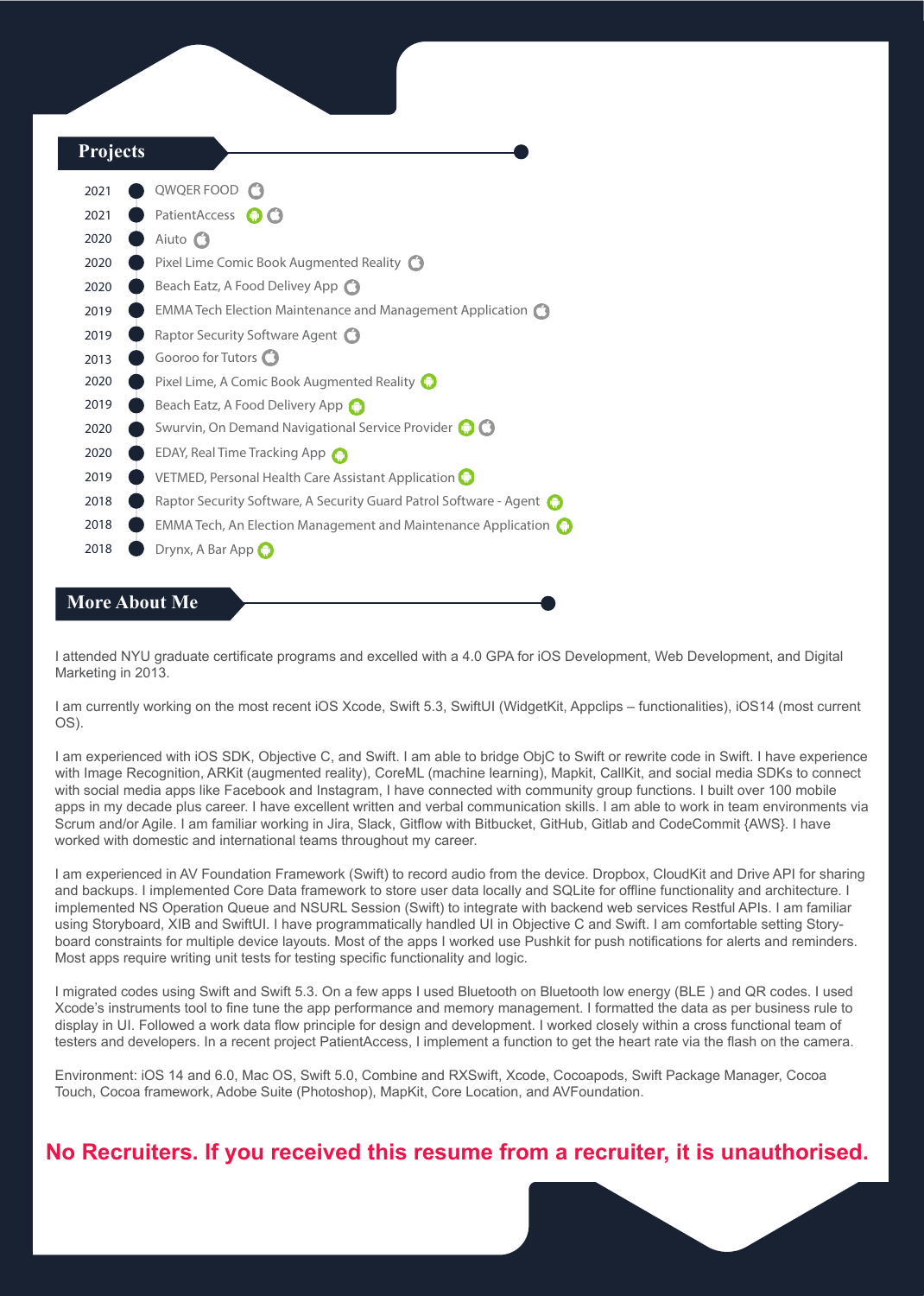## Projects

- 2021 QWQER FOOD
- 2021 PatientAccess
- 2020 Aiuto
- 2020 Pixel Lime Comic Book Augmented Reality
- 2020 Beach Eatz, A Food Delivey App
- 2019 EMMA Tech Election Maintenance and Management Application
- 2019 Raptor Security Software Agent
- 2013 Gooroo for Tutors
- 2020 Pixel Lime, A Comic Book Augmented Reality
- 2019 Beach Eatz, A Food Delivery App
- 2020 Swurvin, On Demand Navigational Service Provider
- 2020 EDAY, Real Time Tracking App
- 2019 VETMED, Personal Health Care Assistant Application
- 2018 Raptor Security Software, A Security Guard Patrol Software - Agent
- 2018 EMMA Tech, An Election Management and Maintenance Application
- 2018 Drynx, A Bar App

## More About Me

I attended NYU graduate certificate programs and excelled with a 4.0 GPA for iOS Development, Web Development, and Digital Marketing in 2013.

I am currently working on the most recent iOS Xcode, Swift 5.3, SwiftUI (WidgetKit, Appclips – functionalities), iOS14 (most current OS).

I am experienced with iOS SDK, Objective C, and Swift. I am able to bridge ObjC to Swift or rewrite code in Swift. I have experience with Image Recognition, ARKit (augmented reality), CoreML (machine learning), Mapkit, CallKit, and social media SDKs to connect with social media apps like Facebook and Instagram, I have connected with community group functions. I built over 100 mobile apps in my decade plus career. I have excellent written and verbal communication skills. I am able to work in team environments via Scrum and/or Agile. I am familiar working in Jira, Slack, Gitflow with Bitbucket, GitHub, Gitlab and CodeCommit {AWS}. I have worked with domestic and international teams throughout my career.

I am experienced in AV Foundation Framework (Swift) to record audio from the device. Dropbox, CloudKit and Drive API for sharing and backups. I implemented Core Data framework to store user data locally and SQLite for offline functionality and architecture. I implemented NS Operation Queue and NSURL Session (Swift) to integrate with backend web services Restful APIs. I am familiar using Storyboard, XIB and SwiftUI. I have programmatically handled UI in Objective C and Swift. I am comfortable setting Story-board constraints for multiple device layouts. Most of the apps I worked use Pushkit for push notifications for alerts and reminders. Most apps require writing unit tests for testing specific functionality and logic.

I migrated codes using Swift and Swift 5.3. On a few apps I used Bluetooth on Bluetooth low energy (BLE ) and QR codes. I used Xcode's instruments tool to fine tune the app performance and memory management. I formatted the data as per business rule to display in UI. Followed a work data flow principle for design and development. I worked closely within a cross functional team of testers and developers. In a recent project PatientAccess, I implement a function to get the heart rate via the flash on the camera.

Environment: iOS 14 and 6.0, Mac OS, Swift 5.0, Combine and RXSwift, Xcode, Cocoapods, Swift Package Manager, Cocoa Touch, Cocoa framework, Adobe Suite (Photoshop), MapKit, Core Location, and AVFoundation.

**No Recruiters. If you received this resume from a recruiter, it is unauthorised.**